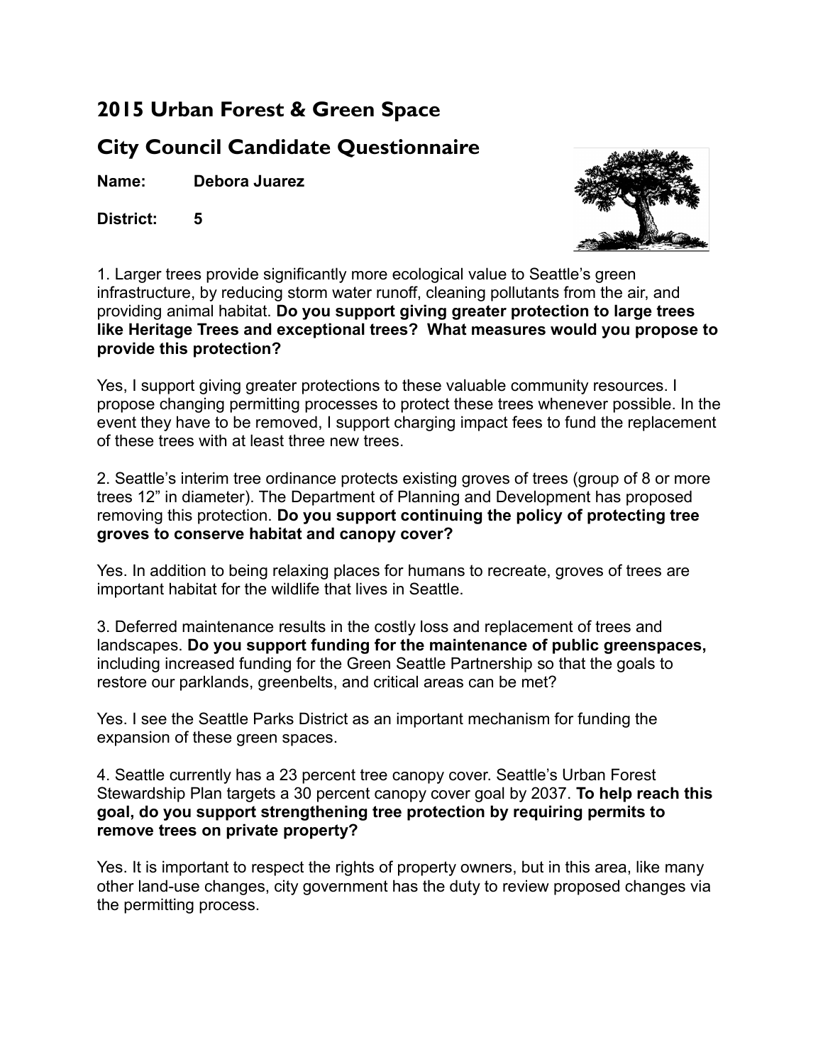## 2015 Urban Forest & Green Space

## City Council Candidate Questionnaire

**Name:** **Debora Juarez**

**District:** **5**

1. Larger trees provide significantly more ecological value to Seattle's green infrastructure, by reducing storm water runoff, cleaning pollutants from the air, and providing animal habitat. **Do you support giving greater protection to large trees like Heritage Trees and exceptional trees? What measures would you propose to provide this protection?**

Yes, I support giving greater protections to these valuable community resources. I propose changing permitting processes to protect these trees whenever possible. In the event they have to be removed, I support charging impact fees to fund the replacement of these trees with at least three new trees.

2. Seattle's interim tree ordinance protects existing groves of trees (group of 8 or more trees 12" in diameter). The Department of Planning and Development has proposed removing this protection. **Do you support continuing the policy of protecting tree groves to conserve habitat and canopy cover?**

Yes. In addition to being relaxing places for humans to recreate, groves of trees are important habitat for the wildlife that lives in Seattle.

3. Deferred maintenance results in the costly loss and replacement of trees and landscapes. **Do you support funding for the maintenance of public greenspaces,** including increased funding for the Green Seattle Partnership so that the goals to restore our parklands, greenbelts, and critical areas can be met?

Yes. I see the Seattle Parks District as an important mechanism for funding the expansion of these green spaces.

4. Seattle currently has a 23 percent tree canopy cover. Seattle's Urban Forest Stewardship Plan targets a 30 percent canopy cover goal by 2037. **To help reach this goal, do you support strengthening tree protection by requiring permits to remove trees on private property?**

Yes. It is important to respect the rights of property owners, but in this area, like many other land-use changes, city government has the duty to review proposed changes via the permitting process.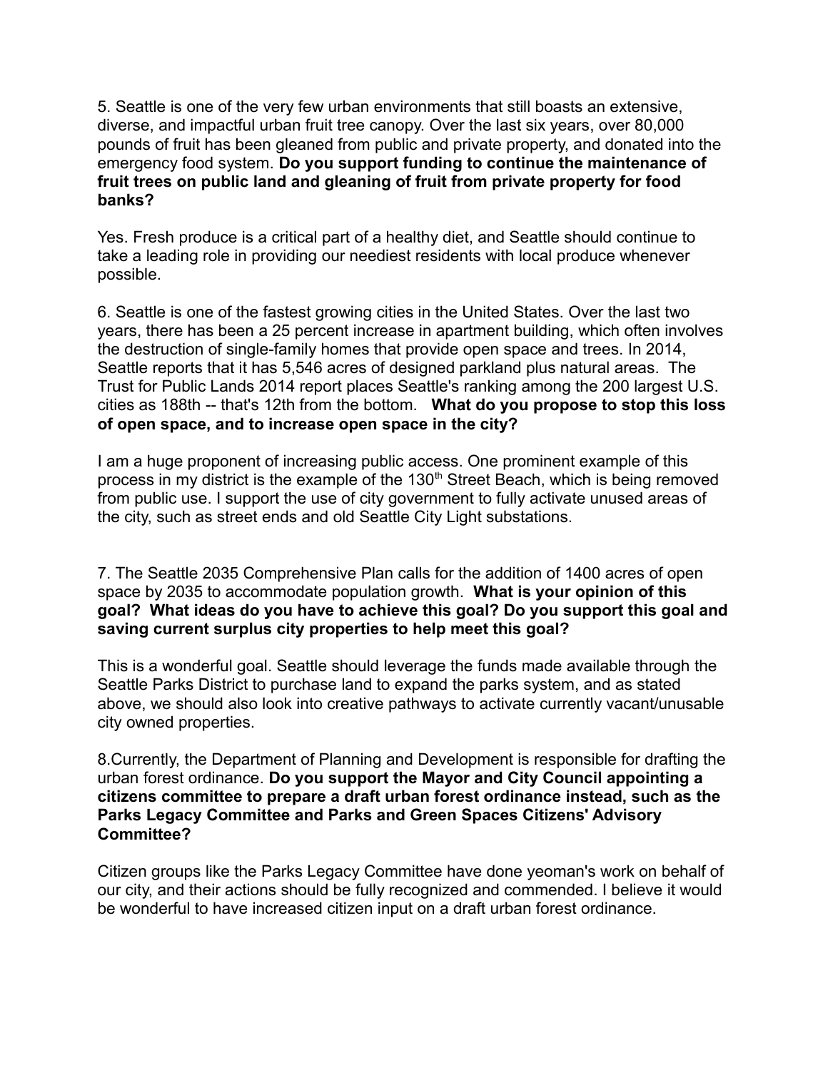5. Seattle is one of the very few urban environments that still boasts an extensive, diverse, and impactful urban fruit tree canopy. Over the last six years, over 80,000 pounds of fruit has been gleaned from public and private property, and donated into the emergency food system. **Do you support funding to continue the maintenance of fruit trees on public land and gleaning of fruit from private property for food banks?**

Yes. Fresh produce is a critical part of a healthy diet, and Seattle should continue to take a leading role in providing our neediest residents with local produce whenever possible.

6. Seattle is one of the fastest growing cities in the United States. Over the last two years, there has been a 25 percent increase in apartment building, which often involves the destruction of single-family homes that provide open space and trees. In 2014, Seattle reports that it has 5,546 acres of designed parkland plus natural areas. The Trust for Public Lands 2014 report places Seattle's ranking among the 200 largest U.S. cities as 188th -- that's 12th from the bottom. **What do you propose to stop this loss of open space, and to increase open space in the city?**

I am a huge proponent of increasing public access. One prominent example of this process in my district is the example of the 130th Street Beach, which is being removed from public use. I support the use of city government to fully activate unused areas of the city, such as street ends and old Seattle City Light substations.

7. The Seattle 2035 Comprehensive Plan calls for the addition of 1400 acres of open space by 2035 to accommodate population growth. **What is your opinion of this goal? What ideas do you have to achieve this goal? Do you support this goal and saving current surplus city properties to help meet this goal?**

This is a wonderful goal. Seattle should leverage the funds made available through the Seattle Parks District to purchase land to expand the parks system, and as stated above, we should also look into creative pathways to activate currently vacant/unusable city owned properties.

8.Currently, the Department of Planning and Development is responsible for drafting the urban forest ordinance. **Do you support the Mayor and City Council appointing a citizens committee to prepare a draft urban forest ordinance instead, such as the Parks Legacy Committee and Parks and Green Spaces Citizens' Advisory Committee?**

Citizen groups like the Parks Legacy Committee have done yeoman's work on behalf of our city, and their actions should be fully recognized and commended. I believe it would be wonderful to have increased citizen input on a draft urban forest ordinance.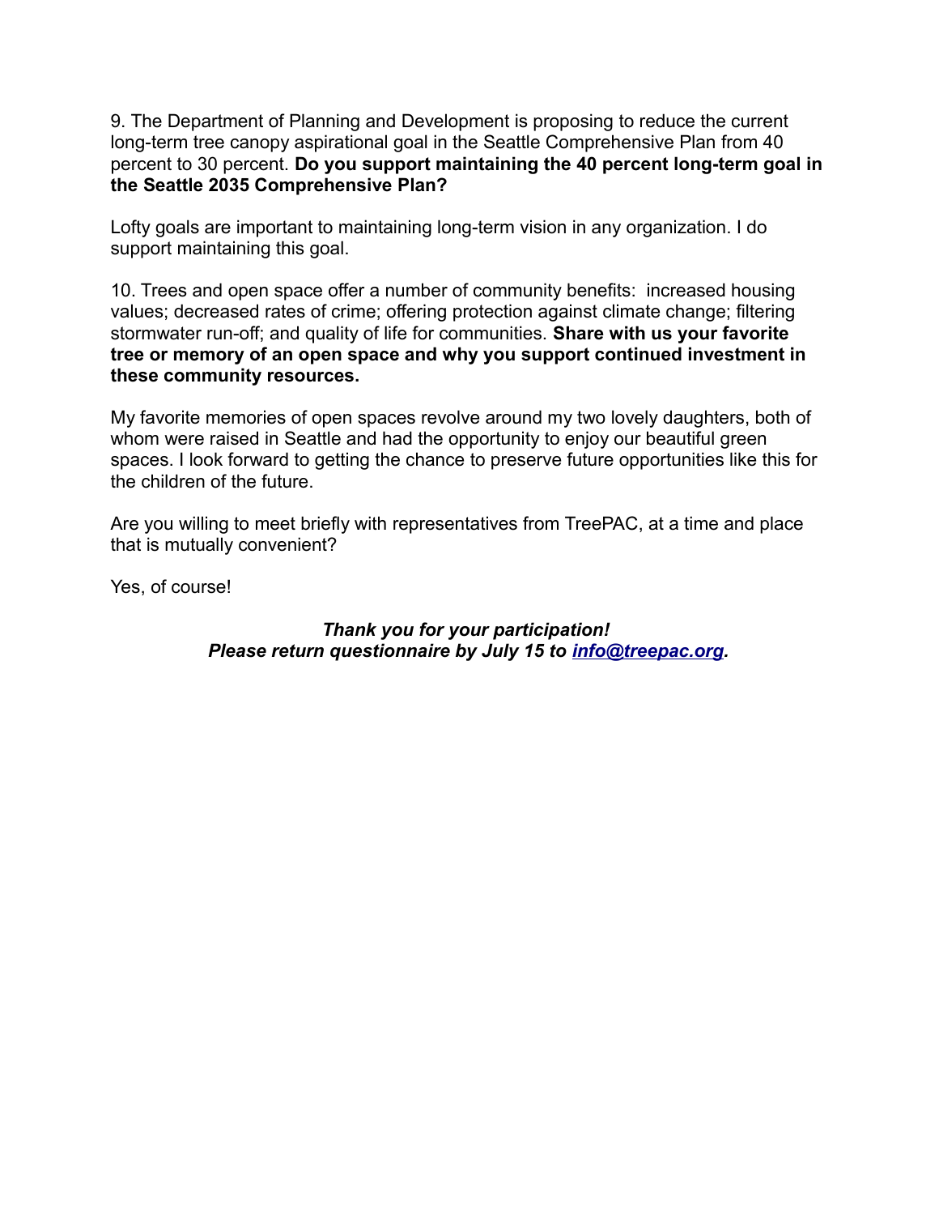9. The Department of Planning and Development is proposing to reduce the current long-term tree canopy aspirational goal in the Seattle Comprehensive Plan from 40 percent to 30 percent. **Do you support maintaining the 40 percent long-term goal in the Seattle 2035 Comprehensive Plan?**

Lofty goals are important to maintaining long-term vision in any organization. I do support maintaining this goal.

10. Trees and open space offer a number of community benefits: increased housing values; decreased rates of crime; offering protection against climate change; filtering stormwater run-off; and quality of life for communities. **Share with us your favorite tree or memory of an open space and why you support continued investment in these community resources.**

My favorite memories of open spaces revolve around my two lovely daughters, both of whom were raised in Seattle and had the opportunity to enjoy our beautiful green spaces. I look forward to getting the chance to preserve future opportunities like this for the children of the future.

Are you willing to meet briefly with representatives from TreePAC, at a time and place that is mutually convenient?

Yes, of course!

***Thank you for your participation!***
***Please return questionnaire by July 15 to [info@treepac.org](mailto:info@treepac.org).***